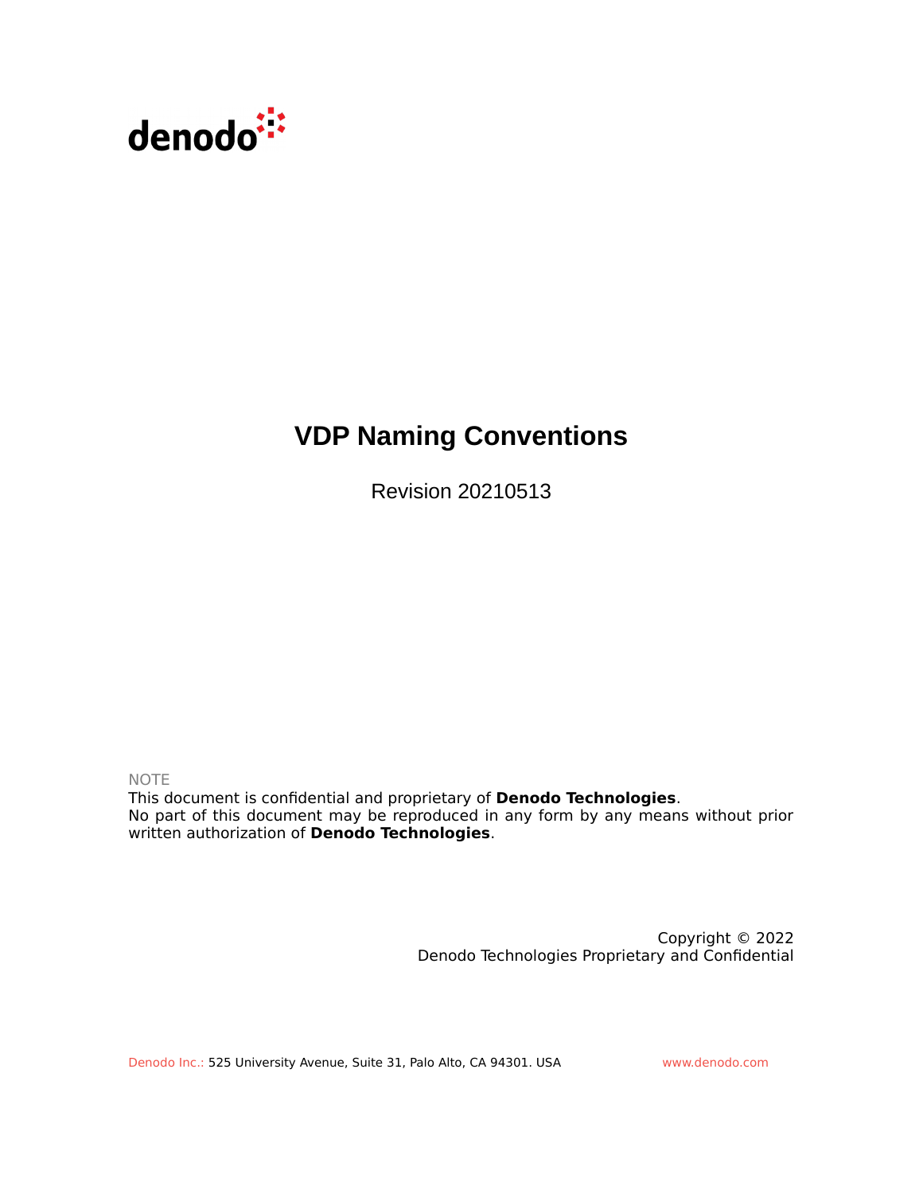denodo

# VDP Naming Conventions

Revision 20210513

NOTE

This document is confidential and proprietary of **Denodo Technologies**.
No part of this document may be reproduced in any form by any means without prior written authorization of **Denodo Technologies**.

Copyright © 2022
Denodo Technologies Proprietary and Confidential

Denodo Inc.: 525 University Avenue, Suite 31, Palo Alto, CA 94301. USA    www.denodo.com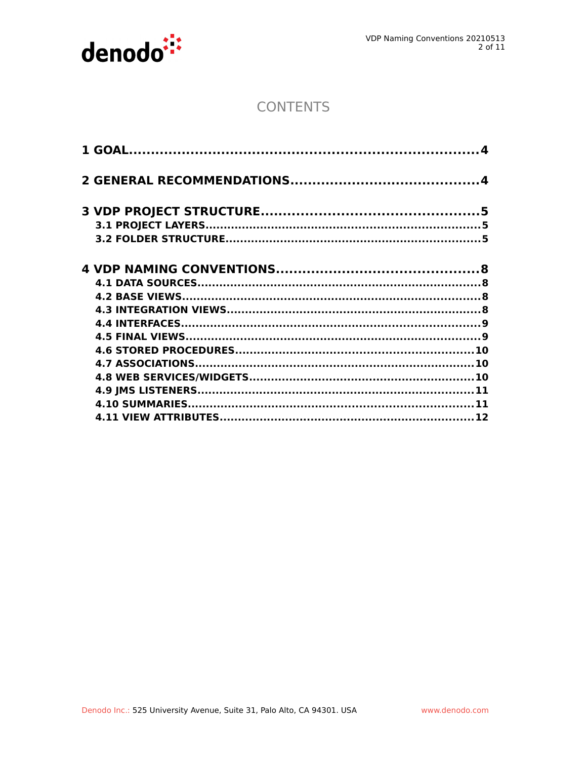# CONTENTS

**1 GOAL....................................................................4**

**2 GENERAL RECOMMENDATIONS.........................................4**

**3 VDP PROJECT STRUCTURE...............................................5**

**3.1 PROJECT LAYERS.........................................................................5**

**3.2 FOLDER STRUCTURE...................................................................5**

**4 VDP NAMING CONVENTIONS............................................8**

**4.1 DATA SOURCES..........................................................................8**

**4.2 BASE VIEWS...............................................................................8**

**4.3 INTEGRATION VIEWS..................................................................8**

**4.4 INTERFACES...............................................................................9**

**4.5 FINAL VIEWS..............................................................................9**

**4.6 STORED PROCEDURES..............................................................10**

**4.7 ASSOCIATIONS.........................................................................10**

**4.8 WEB SERVICES/WIDGETS..........................................................10**

**4.9 JMS LISTENERS........................................................................11**

**4.10 SUMMARIES............................................................................11**

**4.11 VIEW ATTRIBUTES...................................................................12**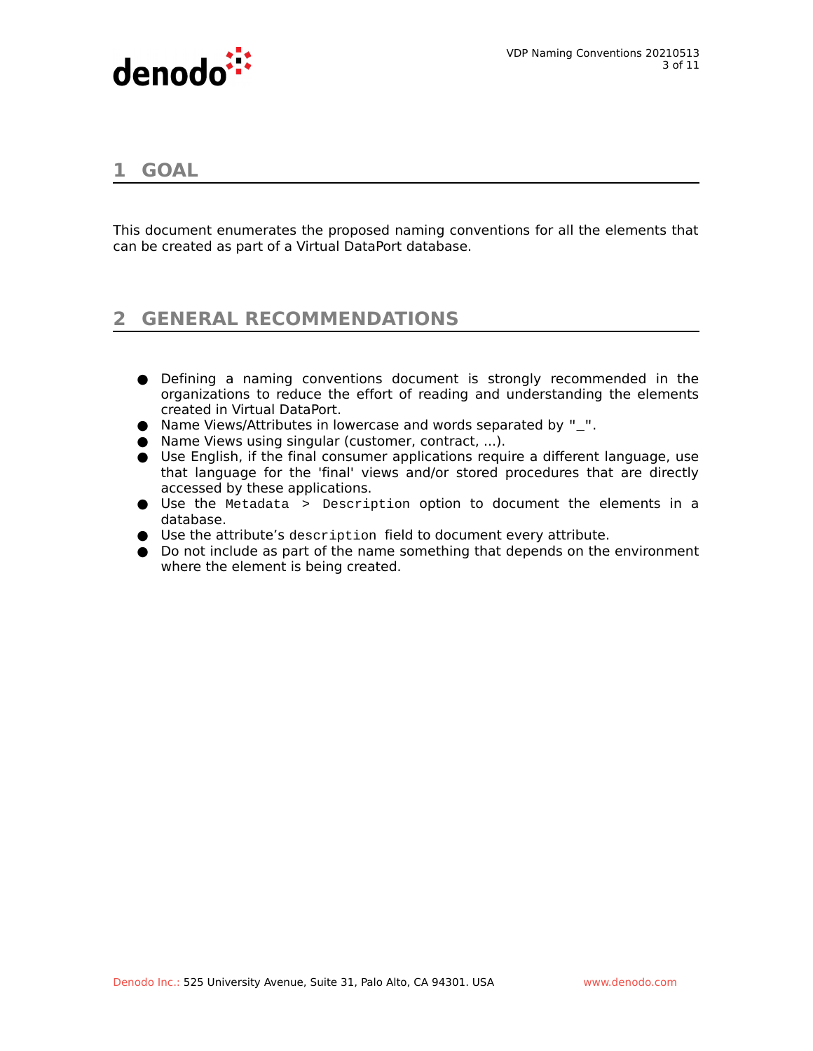# 1 GOAL

This document enumerates the proposed naming conventions for all the elements that can be created as part of a Virtual DataPort database.

# 2 GENERAL RECOMMENDATIONS

- Defining a naming conventions document is strongly recommended in the organizations to reduce the effort of reading and understanding the elements created in Virtual DataPort.
- Name Views/Attributes in lowercase and words separated by "_".
- Name Views using singular (customer, contract, ...).
- Use English, if the final consumer applications require a different language, use that language for the 'final' views and/or stored procedures that are directly accessed by these applications.
- Use the `Metadata > Description` option to document the elements in a database.
- Use the attribute's `description` field to document every attribute.
- Do not include as part of the name something that depends on the environment where the element is being created.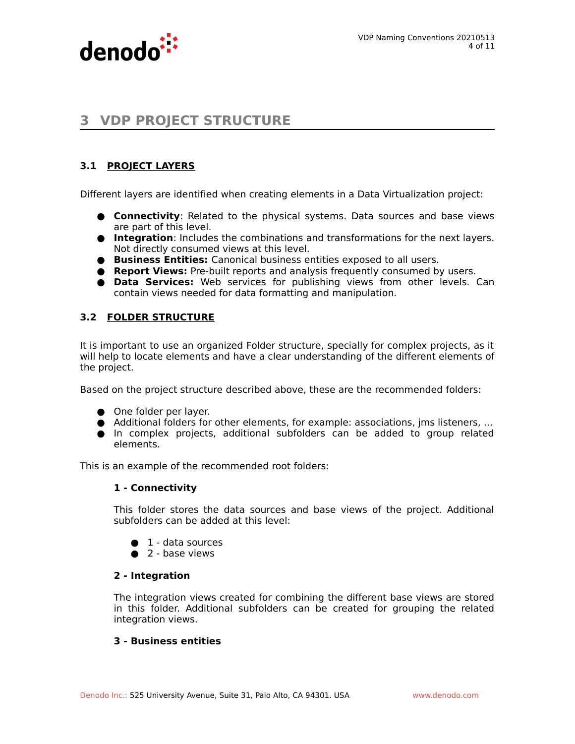# 3 VDP PROJECT STRUCTURE

## 3.1 PROJECT LAYERS

Different layers are identified when creating elements in a Data Virtualization project:

- **Connectivity**: Related to the physical systems. Data sources and base views are part of this level.
- **Integration**: Includes the combinations and transformations for the next layers. Not directly consumed views at this level.
- **Business Entities:** Canonical business entities exposed to all users.
- **Report Views:** Pre-built reports and analysis frequently consumed by users.
- **Data Services:** Web services for publishing views from other levels. Can contain views needed for data formatting and manipulation.

## 3.2 FOLDER STRUCTURE

It is important to use an organized Folder structure, specially for complex projects, as it will help to locate elements and have a clear understanding of the different elements of the project.

Based on the project structure described above, these are the recommended folders:

- One folder per layer.
- Additional folders for other elements, for example: associations, jms listeners, ...
- In complex projects, additional subfolders can be added to group related elements.

This is an example of the recommended root folders:

**1 - Connectivity**

This folder stores the data sources and base views of the project. Additional subfolders can be added at this level:

- 1 - data sources
- 2 - base views

**2 - Integration**

The integration views created for combining the different base views are stored in this folder. Additional subfolders can be created for grouping the related integration views.

**3 - Business entities**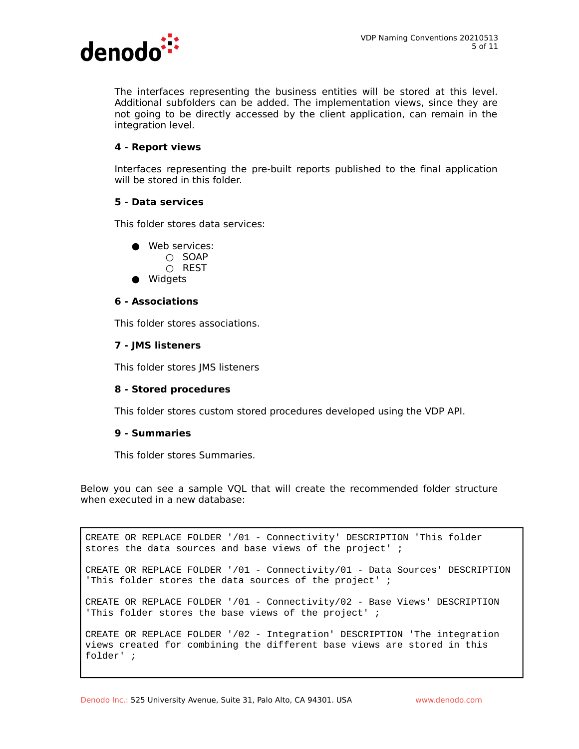The interfaces representing the business entities will be stored at this level. Additional subfolders can be added. The implementation views, since they are not going to be directly accessed by the client application, can remain in the integration level.

**4 - Report views**

Interfaces representing the pre-built reports published to the final application will be stored in this folder.

**5 - Data services**

This folder stores data services:

- Web services:
  - SOAP
  - REST
- Widgets

**6 - Associations**

This folder stores associations.

**7 - JMS listeners**

This folder stores JMS listeners

**8 - Stored procedures**

This folder stores custom stored procedures developed using the VDP API.

**9 - Summaries**

This folder stores Summaries.

Below you can see a sample VQL that will create the recommended folder structure when executed in a new database:

```
CREATE OR REPLACE FOLDER '/01 - Connectivity' DESCRIPTION 'This folder
stores the data sources and base views of the project' ;

CREATE OR REPLACE FOLDER '/01 - Connectivity/01 - Data Sources' DESCRIPTION
'This folder stores the data sources of the project' ;

CREATE OR REPLACE FOLDER '/01 - Connectivity/02 - Base Views' DESCRIPTION
'This folder stores the base views of the project' ;

CREATE OR REPLACE FOLDER '/02 - Integration' DESCRIPTION 'The integration
views created for combining the different base views are stored in this
folder' ;
```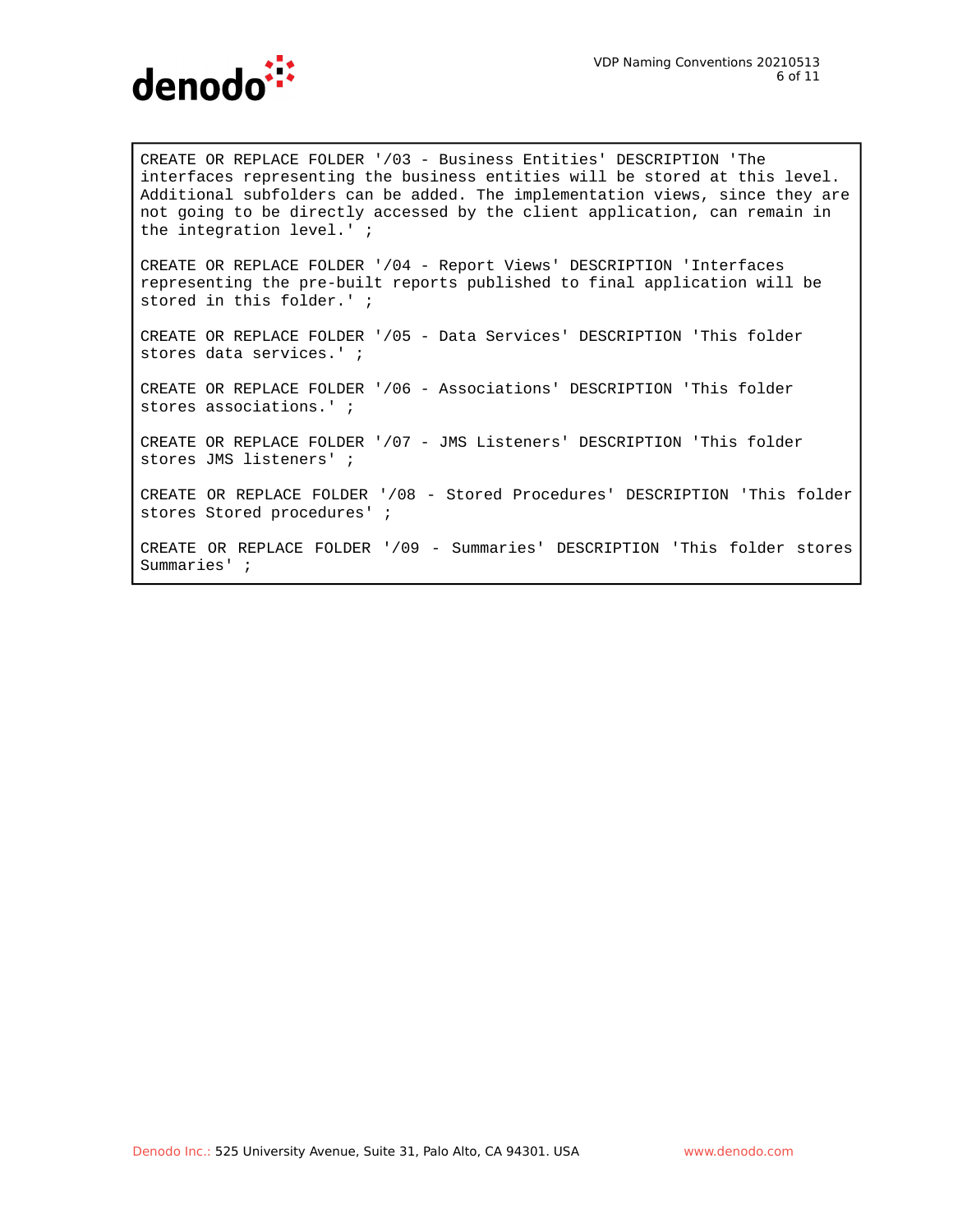```
CREATE OR REPLACE FOLDER '/03 - Business Entities' DESCRIPTION 'The
interfaces representing the business entities will be stored at this level.
Additional subfolders can be added. The implementation views, since they are
not going to be directly accessed by the client application, can remain in
the integration level.' ;

CREATE OR REPLACE FOLDER '/04 - Report Views' DESCRIPTION 'Interfaces
representing the pre-built reports published to final application will be
stored in this folder.' ;

CREATE OR REPLACE FOLDER '/05 - Data Services' DESCRIPTION 'This folder
stores data services.' ;

CREATE OR REPLACE FOLDER '/06 - Associations' DESCRIPTION 'This folder
stores associations.' ;

CREATE OR REPLACE FOLDER '/07 - JMS Listeners' DESCRIPTION 'This folder
stores JMS listeners' ;

CREATE OR REPLACE FOLDER '/08 - Stored Procedures' DESCRIPTION 'This folder
stores Stored procedures' ;

CREATE OR REPLACE FOLDER '/09 - Summaries' DESCRIPTION 'This folder stores
Summaries' ;
```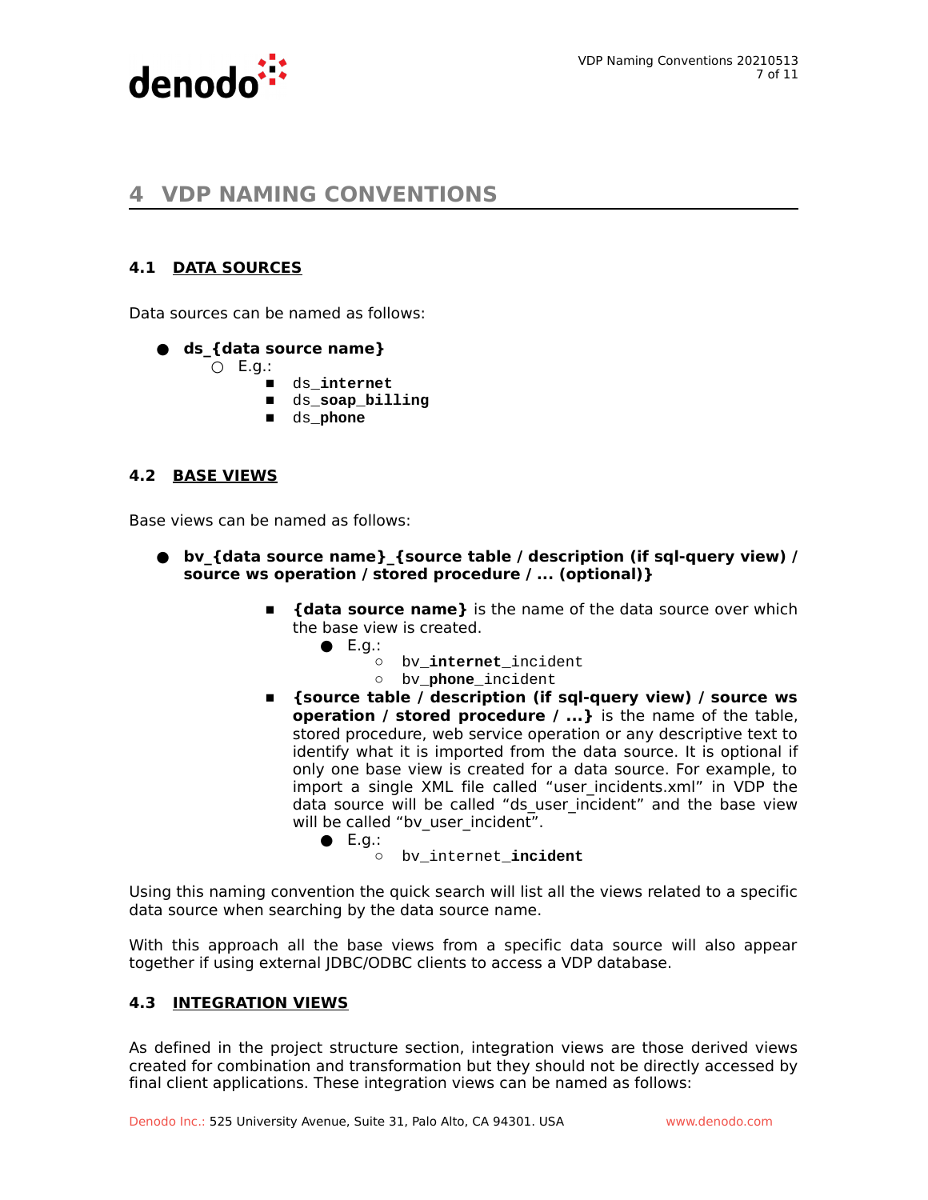# 4 VDP NAMING CONVENTIONS

## 4.1 DATA SOURCES

Data sources can be named as follows:

- **ds_{data source name}**
  - E.g.:
    - `ds_`**`internet`**
    - `ds_`**`soap_billing`**
    - `ds_`**`phone`**

## 4.2 BASE VIEWS

Base views can be named as follows:

- **bv_{data source name}_{source table / description (if sql-query view) / source ws operation / stored procedure / ... (optional)}**
  - **{data source name}** is the name of the data source over which the base view is created.
    - E.g.:
      - `bv_`**`internet`**`_incident`
      - `bv_`**`phone`**`_incident`
  - **{source table / description (if sql-query view) / source ws operation / stored procedure / ...}** is the name of the table, stored procedure, web service operation or any descriptive text to identify what it is imported from the data source. It is optional if only one base view is created for a data source. For example, to import a single XML file called "user_incidents.xml" in VDP the data source will be called "ds_user_incident" and the base view will be called "bv_user_incident".
    - E.g.:
      - `bv_internet_`**`incident`**

Using this naming convention the quick search will list all the views related to a specific data source when searching by the data source name.

With this approach all the base views from a specific data source will also appear together if using external JDBC/ODBC clients to access a VDP database.

## 4.3 INTEGRATION VIEWS

As defined in the project structure section, integration views are those derived views created for combination and transformation but they should not be directly accessed by final client applications. These integration views can be named as follows: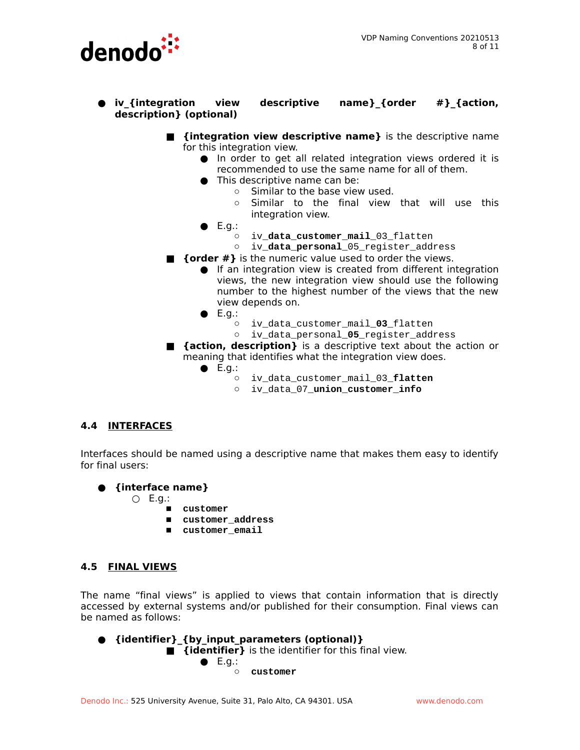- **iv_{integration view descriptive name}_{order #}_{action, description} (optional)**
  - **{integration view descriptive name}** is the descriptive name for this integration view.
    - In order to get all related integration views ordered it is recommended to use the same name for all of them.
    - This descriptive name can be:
      - Similar to the base view used.
      - Similar to the final view that will use this integration view.
    - E.g.:
      - `iv_`**`data_customer_mail`**`_03_flatten`
      - `iv_`**`data_personal`**`_05_register_address`
  - **{order #}** is the numeric value used to order the views.
    - If an integration view is created from different integration views, the new integration view should use the following number to the highest number of the views that the new view depends on.
    - E.g.:
      - `iv_data_customer_mail_`**`03`**`_flatten`
      - `iv_data_personal_`**`05`**`_register_address`
  - **{action, description}** is a descriptive text about the action or meaning that identifies what the integration view does.
    - E.g.:
      - `iv_data_customer_mail_03_`**`flatten`**
      - `iv_data_07_`**`union_customer_info`**

### 4.4 INTERFACES

Interfaces should be named using a descriptive name that makes them easy to identify for final users:

- **{interface name}**
  - E.g.:
    - **`customer`**
    - **`customer_address`**
    - **`customer_email`**

### 4.5 FINAL VIEWS

The name "final views" is applied to views that contain information that is directly accessed by external systems and/or published for their consumption. Final views can be named as follows:

- **{identifier}_{by_input_parameters (optional)}**
  - **{identifier}** is the identifier for this final view.
    - E.g.:
      - **`customer`**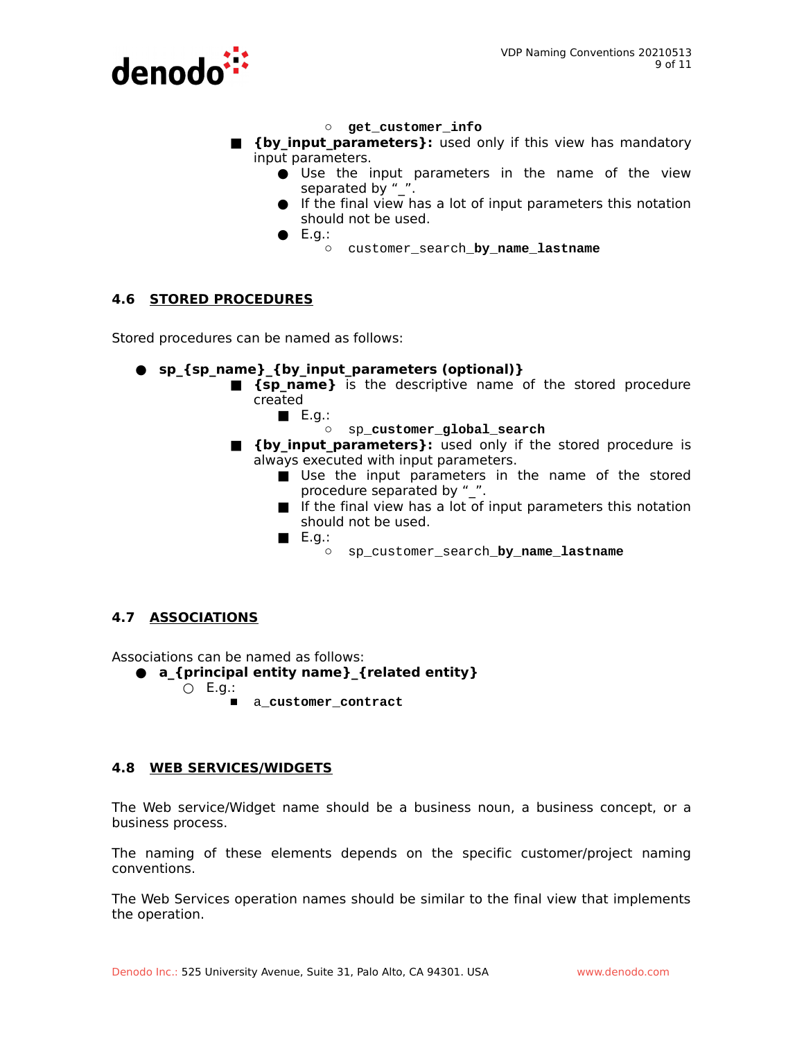- `get_customer_info`

- **{by_input_parameters}:** used only if this view has mandatory input parameters.
  - Use the input parameters in the name of the view separated by "_".
  - If the final view has a lot of input parameters this notation should not be used.
  - E.g.:
    - `customer_search_`**`by_name_lastname`**

## 4.6 STORED PROCEDURES

Stored procedures can be named as follows:

- **sp_{sp_name}_{by_input_parameters (optional)}**
  - **{sp_name}** is the descriptive name of the stored procedure created
    - E.g.:
      - `sp_`**`customer_global_search`**
  - **{by_input_parameters}:** used only if the stored procedure is always executed with input parameters.
    - Use the input parameters in the name of the stored procedure separated by "_".
    - If the final view has a lot of input parameters this notation should not be used.
    - E.g.:
      - `sp_customer_search_`**`by_name_lastname`**

## 4.7 ASSOCIATIONS

Associations can be named as follows:

- **a_{principal entity name}_{related entity}**
  - E.g.:
    - `a_`**`customer_contract`**

## 4.8 WEB SERVICES/WIDGETS

The Web service/Widget name should be a business noun, a business concept, or a business process.

The naming of these elements depends on the specific customer/project naming conventions.

The Web Services operation names should be similar to the final view that implements the operation.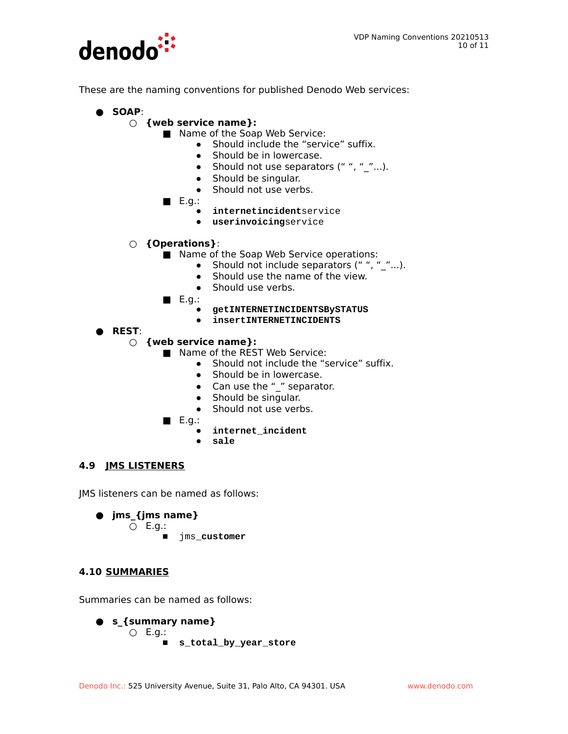These are the naming conventions for published Denodo Web services:

- **SOAP**:
  - **{web service name}:**
    - Name of the Soap Web Service:
      - Should include the “service” suffix.
      - Should be in lowercase.
      - Should not use separators (“ “, “_”...).
      - Should be singular.
      - Should not use verbs.
    - E.g.:
      - **internetincident**service
      - **userinvoicing**service
  - **{Operations}**:
    - Name of the Soap Web Service operations:
      - Should not include separators (“ “, “_”...).
      - Should use the name of the view.
      - Should use verbs.
    - E.g.:
      - **getINTERNETINCIDENTSBySTATUS**
      - **insertINTERNETINCIDENTS**
- **REST**:
  - **{web service name}:**
    - Name of the REST Web Service:
      - Should not include the “service” suffix.
      - Should be in lowercase.
      - Can use the “_” separator.
      - Should be singular.
      - Should not use verbs.
    - E.g.:
      - **internet_incident**
      - **sale**

## 4.9 JMS LISTENERS

JMS listeners can be named as follows:

- **jms_{jms name}**
  - E.g.:
    - jms_**customer**

## 4.10 SUMMARIES

Summaries can be named as follows:

- **s_{summary name}**
  - E.g.:
    - **s_total_by_year_store**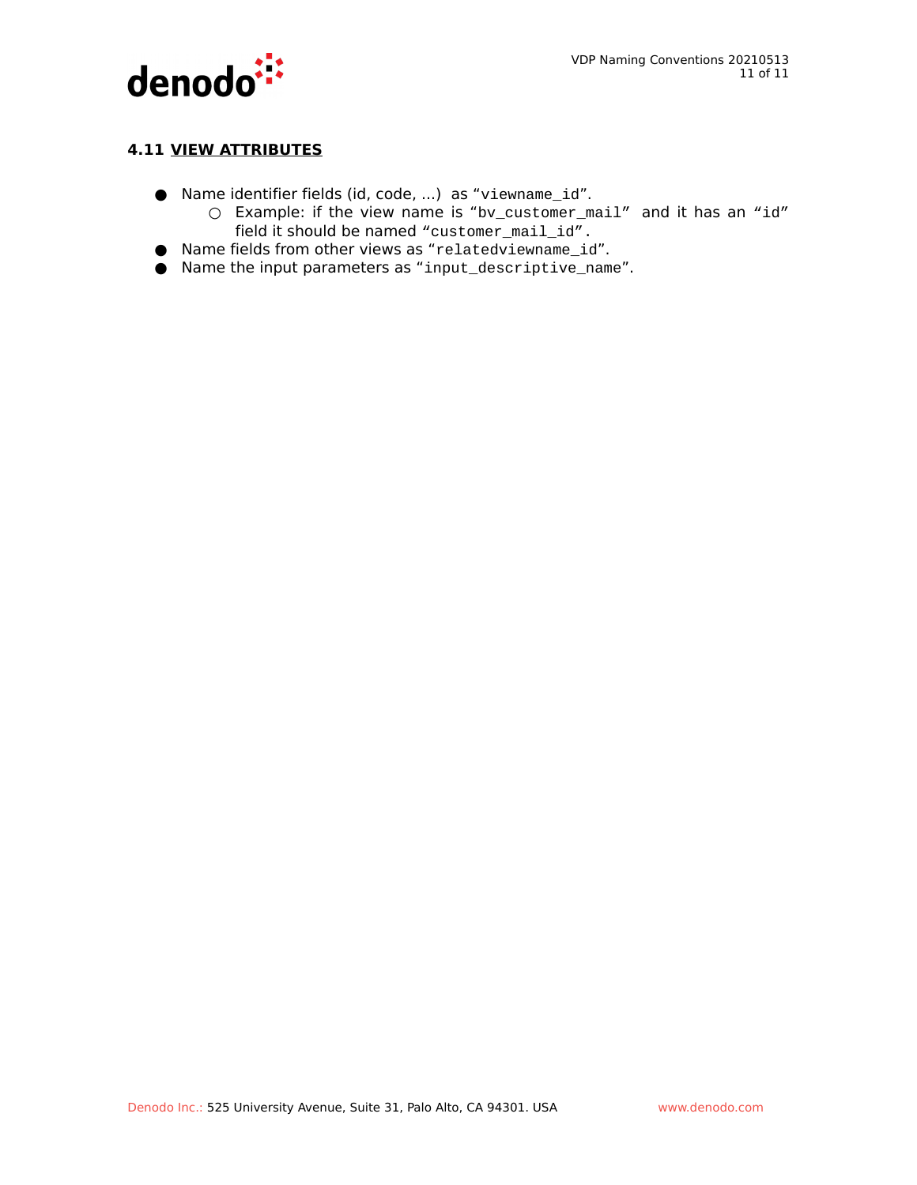### 4.11 **VIEW ATTRIBUTES**

- Name identifier fields (id, code, ...) as "`viewname_id`".
  - Example: if the view name is "`bv_customer_mail`" and it has an "`id`" field it should be named "`customer_mail_id`".
- Name fields from other views as "`relatedviewname_id`".
- Name the input parameters as "`input_descriptive_name`".

Denodo Inc.: 525 University Avenue, Suite 31, Palo Alto, CA 94301. USA www.denodo.com